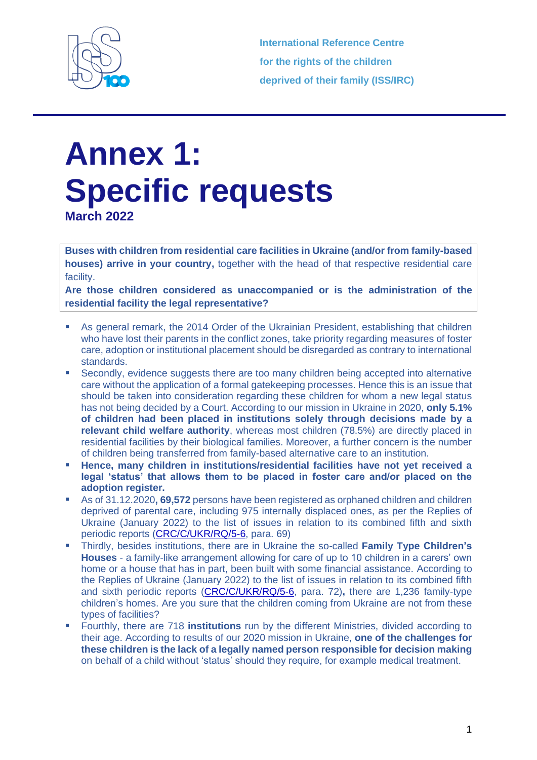International Reference Centre
for the rights of the children
deprived of their family (ISS/IRC)

# Annex 1: Specific requests

**March 2022**

**Buses with children from residential care facilities in Ukraine (and/or from family-based houses) arrive in your country,** together with the head of that respective residential care facility.

**Are those children considered as unaccompanied or is the administration of the residential facility the legal representative?**

- As general remark, the 2014 Order of the Ukrainian President, establishing that children who have lost their parents in the conflict zones, take priority regarding measures of foster care, adoption or institutional placement should be disregarded as contrary to international standards.
- Secondly, evidence suggests there are too many children being accepted into alternative care without the application of a formal gatekeeping processes. Hence this is an issue that should be taken into consideration regarding these children for whom a new legal status has not being decided by a Court. According to our mission in Ukraine in 2020, **only 5.1% of children had been placed in institutions solely through decisions made by a relevant child welfare authority**, whereas most children (78.5%) are directly placed in residential facilities by their biological families. Moreover, a further concern is the number of children being transferred from family-based alternative care to an institution.
- **Hence, many children in institutions/residential facilities have not yet received a legal 'status' that allows them to be placed in foster care and/or placed on the adoption register.**
- As of 31.12.2020**, 69,572** persons have been registered as orphaned children and children deprived of parental care, including 975 internally displaced ones, as per the Replies of Ukraine (January 2022) to the list of issues in relation to its combined fifth and sixth periodic reports (CRC/C/UKR/RQ/5-6, para. 69)
- Thirdly, besides institutions, there are in Ukraine the so-called **Family Type Children's Houses** - a family-like arrangement allowing for care of up to 10 children in a carers' own home or a house that has in part, been built with some financial assistance. According to the Replies of Ukraine (January 2022) to the list of issues in relation to its combined fifth and sixth periodic reports (CRC/C/UKR/RQ/5-6, para. 72)**,** there are 1,236 family-type children's homes. Are you sure that the children coming from Ukraine are not from these types of facilities?
- Fourthly, there are 718 **institutions** run by the different Ministries, divided according to their age. According to results of our 2020 mission in Ukraine, **one of the challenges for these children is the lack of a legally named person responsible for decision making** on behalf of a child without 'status' should they require, for example medical treatment.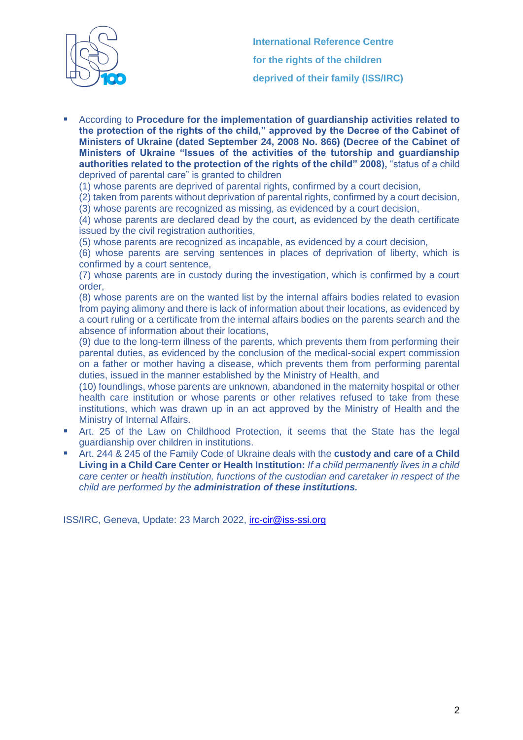- According to **Procedure for the implementation of guardianship activities related to the protection of the rights of the child," approved by the Decree of the Cabinet of Ministers of Ukraine (dated September 24, 2008 No. 866) (Decree of the Cabinet of Ministers of Ukraine "Issues of the activities of the tutorship and guardianship authorities related to the protection of the rights of the child" 2008),** "status of a child deprived of parental care" is granted to children
  (1) whose parents are deprived of parental rights, confirmed by a court decision,
  (2) taken from parents without deprivation of parental rights, confirmed by a court decision,
  (3) whose parents are recognized as missing, as evidenced by a court decision,
  (4) whose parents are declared dead by the court, as evidenced by the death certificate issued by the civil registration authorities,
  (5) whose parents are recognized as incapable, as evidenced by a court decision,
  (6) whose parents are serving sentences in places of deprivation of liberty, which is confirmed by a court sentence,
  (7) whose parents are in custody during the investigation, which is confirmed by a court order,
  (8) whose parents are on the wanted list by the internal affairs bodies related to evasion from paying alimony and there is lack of information about their locations, as evidenced by a court ruling or a certificate from the internal affairs bodies on the parents search and the absence of information about their locations,
  (9) due to the long-term illness of the parents, which prevents them from performing their parental duties, as evidenced by the conclusion of the medical-social expert commission on a father or mother having a disease, which prevents them from performing parental duties, issued in the manner established by the Ministry of Health, and
  (10) foundlings, whose parents are unknown, abandoned in the maternity hospital or other health care institution or whose parents or other relatives refused to take from these institutions, which was drawn up in an act approved by the Ministry of Health and the Ministry of Internal Affairs.
- Art. 25 of the Law on Childhood Protection, it seems that the State has the legal guardianship over children in institutions.
- Art. 244 & 245 of the Family Code of Ukraine deals with the **custody and care of a Child Living in a Child Care Center or Health Institution:** *If a child permanently lives in a child care center or health institution, functions of the custodian and caretaker in respect of the child are performed by the* ***administration of these institutions.***

ISS/IRC, Geneva, Update: 23 March 2022, irc-cir@iss-ssi.org